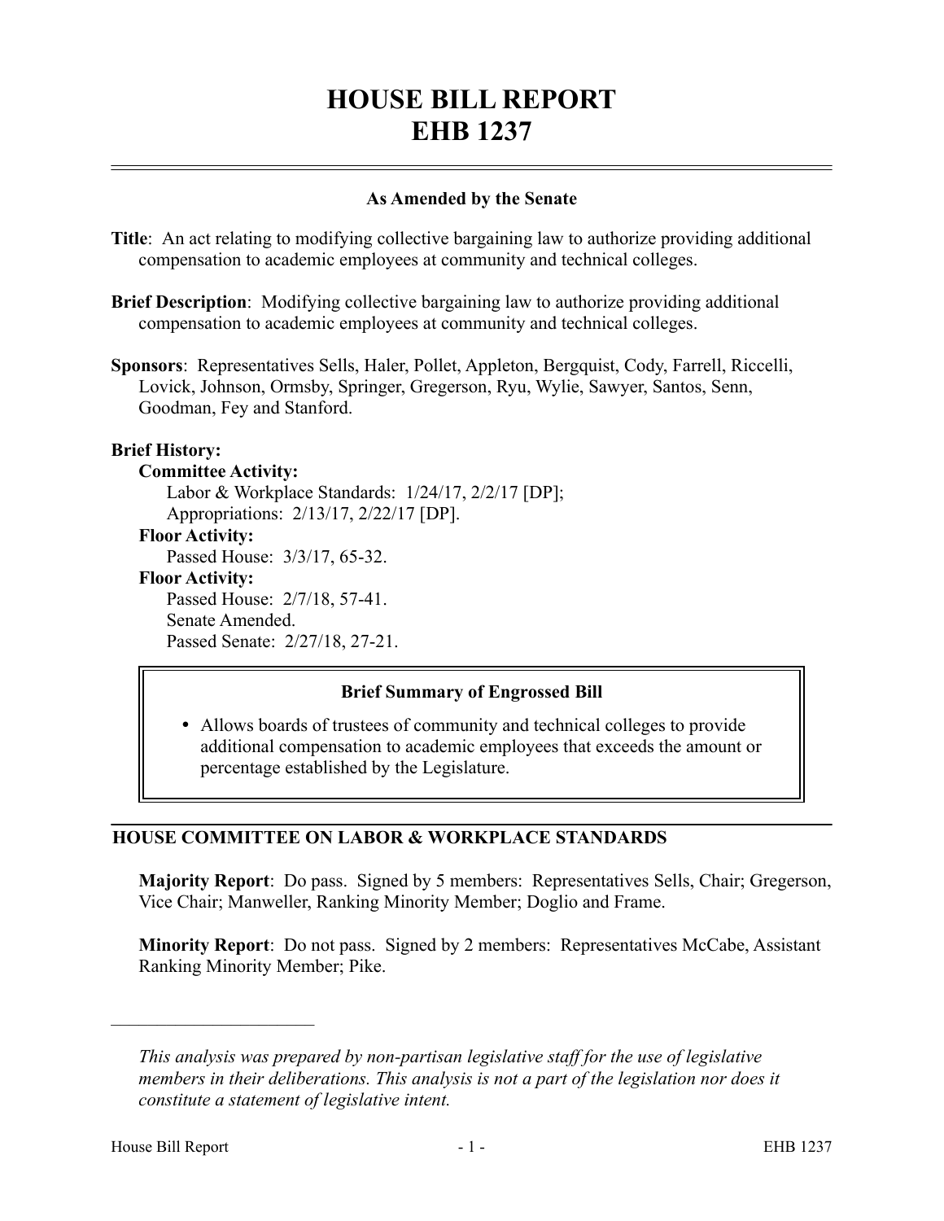# HOUSE BILL REPORT
# EHB 1237

**As Amended by the Senate**

**Title**: An act relating to modifying collective bargaining law to authorize providing additional compensation to academic employees at community and technical colleges.

**Brief Description**: Modifying collective bargaining law to authorize providing additional compensation to academic employees at community and technical colleges.

**Sponsors**: Representatives Sells, Haler, Pollet, Appleton, Bergquist, Cody, Farrell, Riccelli, Lovick, Johnson, Ormsby, Springer, Gregerson, Ryu, Wylie, Sawyer, Santos, Senn, Goodman, Fey and Stanford.

**Brief History:**

**Committee Activity:**

Labor & Workplace Standards: 1/24/17, 2/2/17 [DP];

Appropriations: 2/13/17, 2/22/17 [DP].

**Floor Activity:**

Passed House: 3/3/17, 65-32.

**Floor Activity:**

Passed House: 2/7/18, 57-41.

Senate Amended.

Passed Senate: 2/27/18, 27-21.

**Brief Summary of Engrossed Bill**

- Allows boards of trustees of community and technical colleges to provide additional compensation to academic employees that exceeds the amount or percentage established by the Legislature.

## HOUSE COMMITTEE ON LABOR & WORKPLACE STANDARDS

**Majority Report**: Do pass. Signed by 5 members: Representatives Sells, Chair; Gregerson, Vice Chair; Manweller, Ranking Minority Member; Doglio and Frame.

**Minority Report**: Do not pass. Signed by 2 members: Representatives McCabe, Assistant Ranking Minority Member; Pike.

---

*This analysis was prepared by non-partisan legislative staff for the use of legislative members in their deliberations. This analysis is not a part of the legislation nor does it constitute a statement of legislative intent.*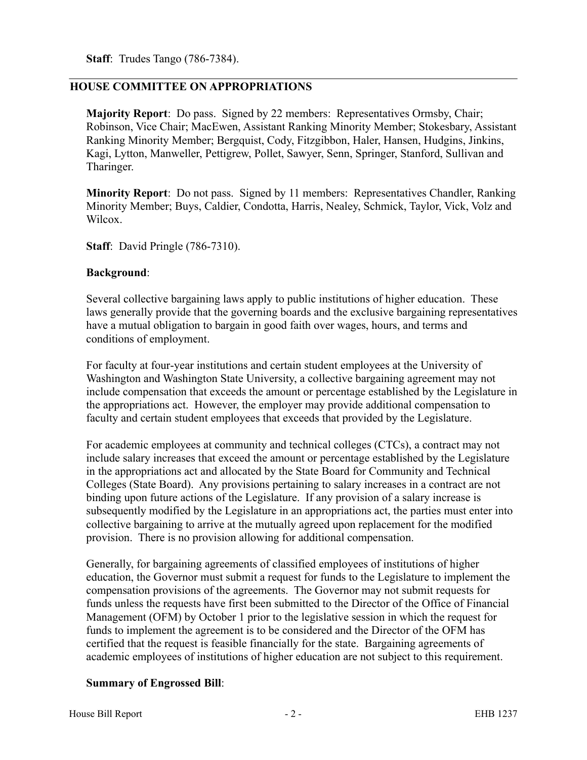**Staff**: Trudes Tango (786-7384).

---

## HOUSE COMMITTEE ON APPROPRIATIONS

**Majority Report**: Do pass. Signed by 22 members: Representatives Ormsby, Chair; Robinson, Vice Chair; MacEwen, Assistant Ranking Minority Member; Stokesbary, Assistant Ranking Minority Member; Bergquist, Cody, Fitzgibbon, Haler, Hansen, Hudgins, Jinkins, Kagi, Lytton, Manweller, Pettigrew, Pollet, Sawyer, Senn, Springer, Stanford, Sullivan and Tharinger.

**Minority Report**: Do not pass. Signed by 11 members: Representatives Chandler, Ranking Minority Member; Buys, Caldier, Condotta, Harris, Nealey, Schmick, Taylor, Vick, Volz and Wilcox.

**Staff**: David Pringle (786-7310).

**Background**:

Several collective bargaining laws apply to public institutions of higher education. These laws generally provide that the governing boards and the exclusive bargaining representatives have a mutual obligation to bargain in good faith over wages, hours, and terms and conditions of employment.

For faculty at four-year institutions and certain student employees at the University of Washington and Washington State University, a collective bargaining agreement may not include compensation that exceeds the amount or percentage established by the Legislature in the appropriations act. However, the employer may provide additional compensation to faculty and certain student employees that exceeds that provided by the Legislature.

For academic employees at community and technical colleges (CTCs), a contract may not include salary increases that exceed the amount or percentage established by the Legislature in the appropriations act and allocated by the State Board for Community and Technical Colleges (State Board). Any provisions pertaining to salary increases in a contract are not binding upon future actions of the Legislature. If any provision of a salary increase is subsequently modified by the Legislature in an appropriations act, the parties must enter into collective bargaining to arrive at the mutually agreed upon replacement for the modified provision. There is no provision allowing for additional compensation.

Generally, for bargaining agreements of classified employees of institutions of higher education, the Governor must submit a request for funds to the Legislature to implement the compensation provisions of the agreements. The Governor may not submit requests for funds unless the requests have first been submitted to the Director of the Office of Financial Management (OFM) by October 1 prior to the legislative session in which the request for funds to implement the agreement is to be considered and the Director of the OFM has certified that the request is feasible financially for the state. Bargaining agreements of academic employees of institutions of higher education are not subject to this requirement.

**Summary of Engrossed Bill**: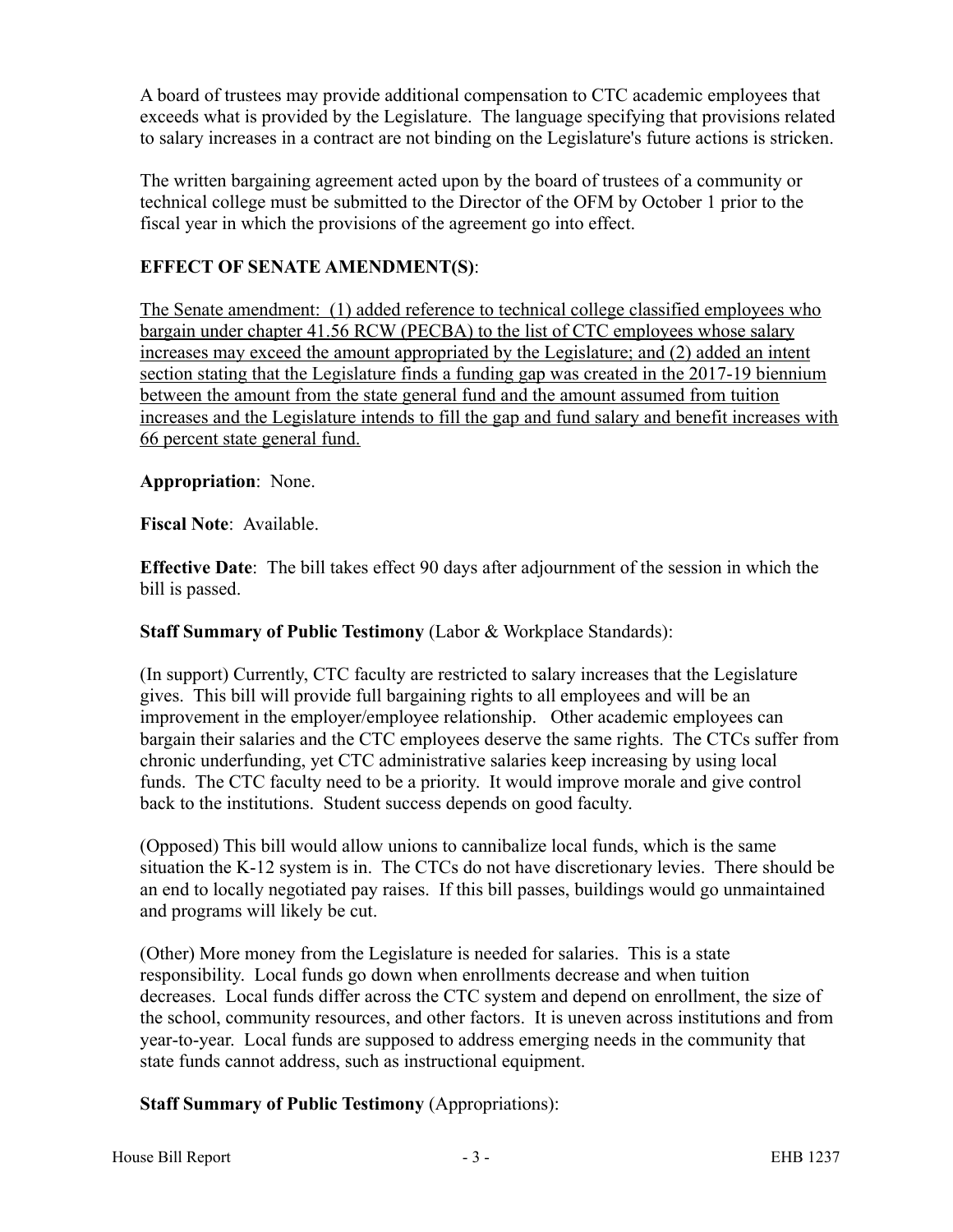A board of trustees may provide additional compensation to CTC academic employees that exceeds what is provided by the Legislature. The language specifying that provisions related to salary increases in a contract are not binding on the Legislature's future actions is stricken.

The written bargaining agreement acted upon by the board of trustees of a community or technical college must be submitted to the Director of the OFM by October 1 prior to the fiscal year in which the provisions of the agreement go into effect.

**EFFECT OF SENATE AMENDMENT(S)**:

The Senate amendment: (1) added reference to technical college classified employees who bargain under chapter 41.56 RCW (PECBA) to the list of CTC employees whose salary increases may exceed the amount appropriated by the Legislature; and (2) added an intent section stating that the Legislature finds a funding gap was created in the 2017-19 biennium between the amount from the state general fund and the amount assumed from tuition increases and the Legislature intends to fill the gap and fund salary and benefit increases with 66 percent state general fund.

**Appropriation**: None.

**Fiscal Note**: Available.

**Effective Date**: The bill takes effect 90 days after adjournment of the session in which the bill is passed.

**Staff Summary of Public Testimony** (Labor & Workplace Standards):

(In support) Currently, CTC faculty are restricted to salary increases that the Legislature gives. This bill will provide full bargaining rights to all employees and will be an improvement in the employer/employee relationship. Other academic employees can bargain their salaries and the CTC employees deserve the same rights. The CTCs suffer from chronic underfunding, yet CTC administrative salaries keep increasing by using local funds. The CTC faculty need to be a priority. It would improve morale and give control back to the institutions. Student success depends on good faculty.

(Opposed) This bill would allow unions to cannibalize local funds, which is the same situation the K-12 system is in. The CTCs do not have discretionary levies. There should be an end to locally negotiated pay raises. If this bill passes, buildings would go unmaintained and programs will likely be cut.

(Other) More money from the Legislature is needed for salaries. This is a state responsibility. Local funds go down when enrollments decrease and when tuition decreases. Local funds differ across the CTC system and depend on enrollment, the size of the school, community resources, and other factors. It is uneven across institutions and from year-to-year. Local funds are supposed to address emerging needs in the community that state funds cannot address, such as instructional equipment.

**Staff Summary of Public Testimony** (Appropriations):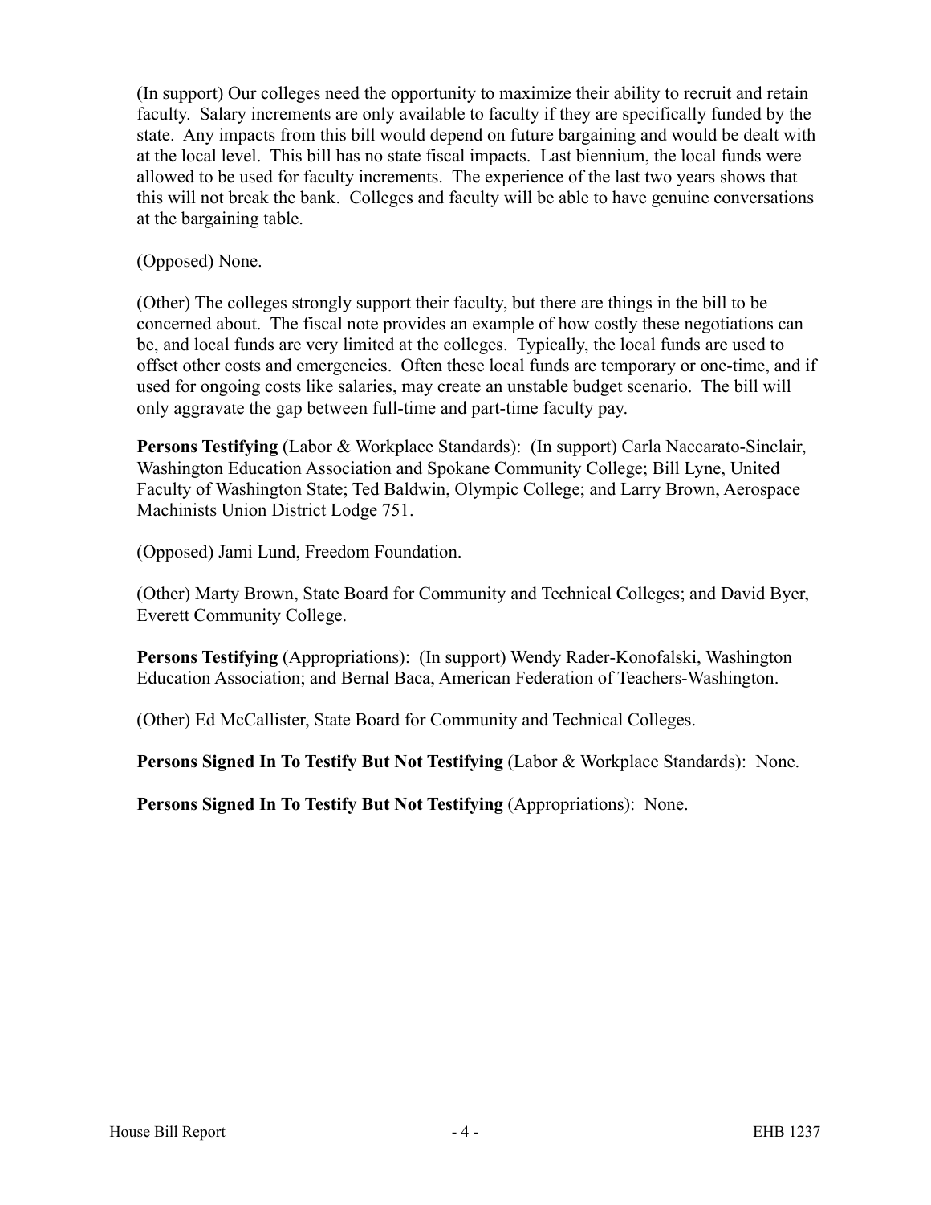(In support) Our colleges need the opportunity to maximize their ability to recruit and retain faculty. Salary increments are only available to faculty if they are specifically funded by the state. Any impacts from this bill would depend on future bargaining and would be dealt with at the local level. This bill has no state fiscal impacts. Last biennium, the local funds were allowed to be used for faculty increments. The experience of the last two years shows that this will not break the bank. Colleges and faculty will be able to have genuine conversations at the bargaining table.

(Opposed) None.

(Other) The colleges strongly support their faculty, but there are things in the bill to be concerned about. The fiscal note provides an example of how costly these negotiations can be, and local funds are very limited at the colleges. Typically, the local funds are used to offset other costs and emergencies. Often these local funds are temporary or one-time, and if used for ongoing costs like salaries, may create an unstable budget scenario. The bill will only aggravate the gap between full-time and part-time faculty pay.

**Persons Testifying** (Labor & Workplace Standards): (In support) Carla Naccarato-Sinclair, Washington Education Association and Spokane Community College; Bill Lyne, United Faculty of Washington State; Ted Baldwin, Olympic College; and Larry Brown, Aerospace Machinists Union District Lodge 751.

(Opposed) Jami Lund, Freedom Foundation.

(Other) Marty Brown, State Board for Community and Technical Colleges; and David Byer, Everett Community College.

**Persons Testifying** (Appropriations): (In support) Wendy Rader-Konofalski, Washington Education Association; and Bernal Baca, American Federation of Teachers-Washington.

(Other) Ed McCallister, State Board for Community and Technical Colleges.

**Persons Signed In To Testify But Not Testifying** (Labor & Workplace Standards): None.

**Persons Signed In To Testify But Not Testifying** (Appropriations): None.